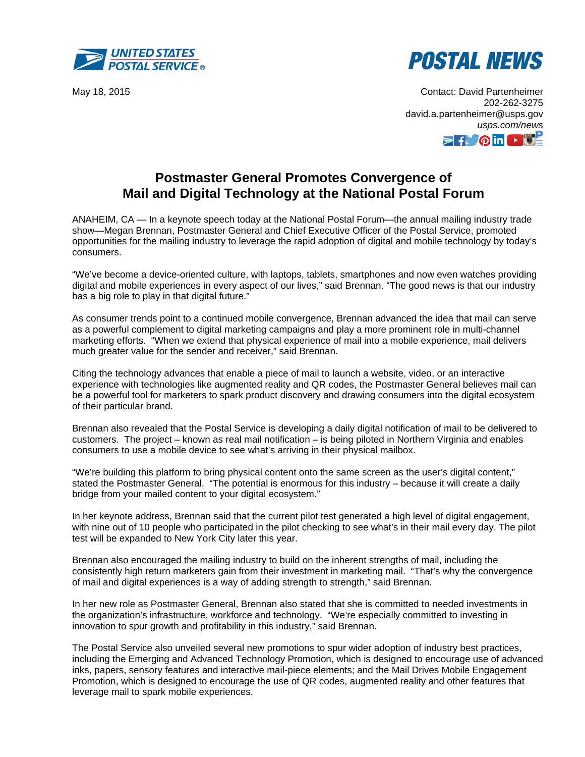UNITED STATES POSTAL SERVICE

POSTAL NEWS

May 18, 2015

Contact: David Partenheimer
202-262-3275
david.a.partenheimer@usps.gov
*usps.com/news*

## Postmaster General Promotes Convergence of Mail and Digital Technology at the National Postal Forum

ANAHEIM, CA — In a keynote speech today at the National Postal Forum—the annual mailing industry trade show—Megan Brennan, Postmaster General and Chief Executive Officer of the Postal Service, promoted opportunities for the mailing industry to leverage the rapid adoption of digital and mobile technology by today's consumers.

"We've become a device-oriented culture, with laptops, tablets, smartphones and now even watches providing digital and mobile experiences in every aspect of our lives," said Brennan. "The good news is that our industry has a big role to play in that digital future."

As consumer trends point to a continued mobile convergence, Brennan advanced the idea that mail can serve as a powerful complement to digital marketing campaigns and play a more prominent role in multi-channel marketing efforts. "When we extend that physical experience of mail into a mobile experience, mail delivers much greater value for the sender and receiver," said Brennan.

Citing the technology advances that enable a piece of mail to launch a website, video, or an interactive experience with technologies like augmented reality and QR codes, the Postmaster General believes mail can be a powerful tool for marketers to spark product discovery and drawing consumers into the digital ecosystem of their particular brand.

Brennan also revealed that the Postal Service is developing a daily digital notification of mail to be delivered to customers. The project – known as real mail notification – is being piloted in Northern Virginia and enables consumers to use a mobile device to see what's arriving in their physical mailbox.

"We're building this platform to bring physical content onto the same screen as the user's digital content," stated the Postmaster General. "The potential is enormous for this industry – because it will create a daily bridge from your mailed content to your digital ecosystem."

In her keynote address, Brennan said that the current pilot test generated a high level of digital engagement, with nine out of 10 people who participated in the pilot checking to see what's in their mail every day. The pilot test will be expanded to New York City later this year.

Brennan also encouraged the mailing industry to build on the inherent strengths of mail, including the consistently high return marketers gain from their investment in marketing mail. "That's why the convergence of mail and digital experiences is a way of adding strength to strength," said Brennan.

In her new role as Postmaster General, Brennan also stated that she is committed to needed investments in the organization's infrastructure, workforce and technology. "We're especially committed to investing in innovation to spur growth and profitability in this industry," said Brennan.

The Postal Service also unveiled several new promotions to spur wider adoption of industry best practices, including the Emerging and Advanced Technology Promotion, which is designed to encourage use of advanced inks, papers, sensory features and interactive mail-piece elements; and the Mail Drives Mobile Engagement Promotion, which is designed to encourage the use of QR codes, augmented reality and other features that leverage mail to spark mobile experiences.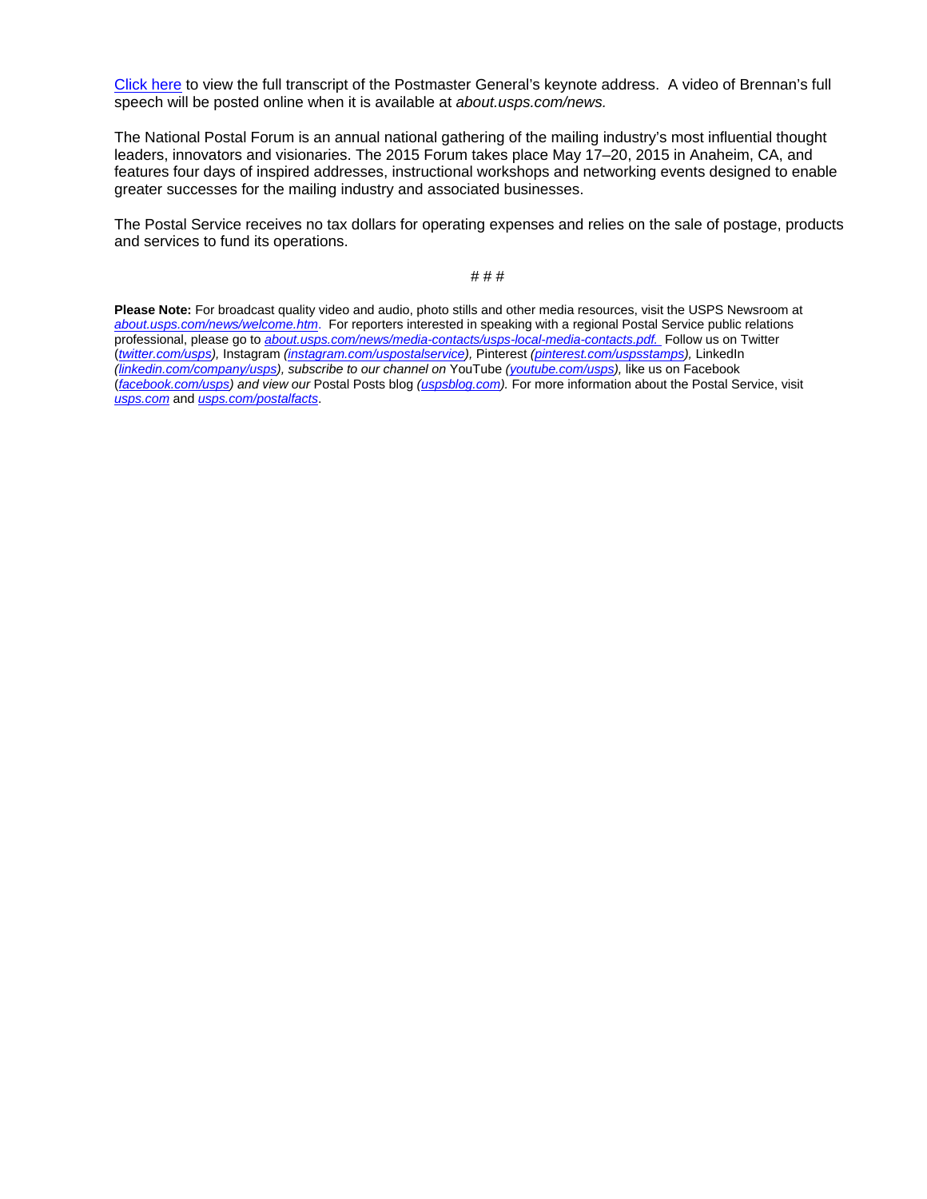Click here to view the full transcript of the Postmaster General's keynote address. A video of Brennan's full speech will be posted online when it is available at *about.usps.com/news.*

The National Postal Forum is an annual national gathering of the mailing industry's most influential thought leaders, innovators and visionaries. The 2015 Forum takes place May 17–20, 2015 in Anaheim, CA, and features four days of inspired addresses, instructional workshops and networking events designed to enable greater successes for the mailing industry and associated businesses.

The Postal Service receives no tax dollars for operating expenses and relies on the sale of postage, products and services to fund its operations.

# # #

**Please Note:** For broadcast quality video and audio, photo stills and other media resources, visit the USPS Newsroom at *about.usps.com/news/welcome.htm*. For reporters interested in speaking with a regional Postal Service public relations professional, please go to *about.usps.com/news/media-contacts/usps-local-media-contacts.pdf.* Follow us on Twitter (*twitter.com/usps*), Instagram *(instagram.com/uspostalservice)*, Pinterest *(pinterest.com/uspsstamps)*, LinkedIn *(linkedin.com/company/usps), subscribe to our channel on* YouTube *(youtube.com/usps),* like us on Facebook (*facebook.com/usps) and view our* Postal Posts blog *(uspsblog.com).* For more information about the Postal Service, visit *usps.com* and *usps.com/postalfacts*.